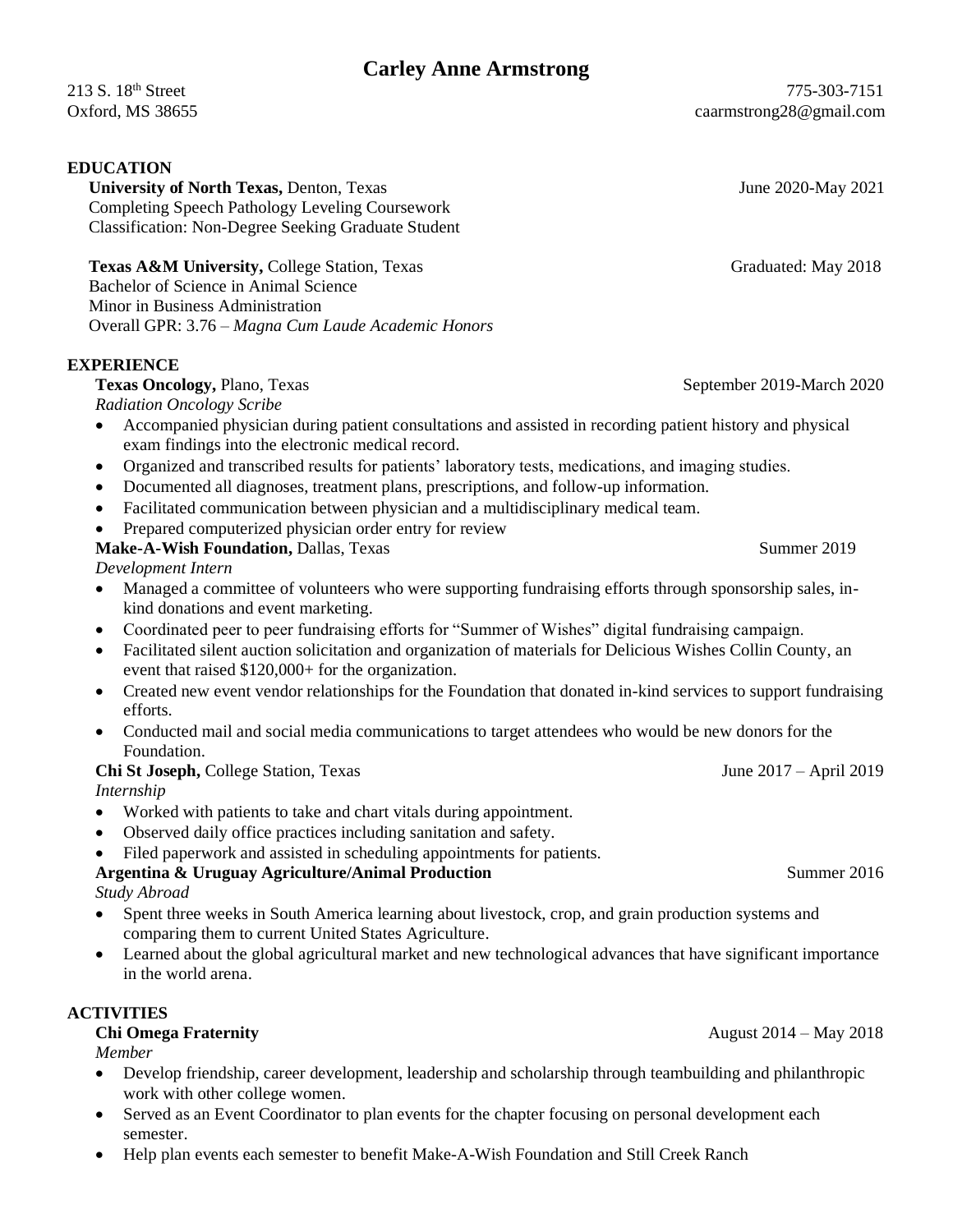# Carley Anne Armstrong

213 S. 18th Street
Oxford, MS 38655

775-303-7151
caarmstrong28@gmail.com

## EDUCATION

**University of North Texas,** Denton, Texas — June 2020-May 2021
Completing Speech Pathology Leveling Coursework
Classification: Non-Degree Seeking Graduate Student

**Texas A&M University,** College Station, Texas — Graduated: May 2018
Bachelor of Science in Animal Science
Minor in Business Administration
Overall GPR: 3.76 – *Magna Cum Laude Academic Honors*

## EXPERIENCE

**Texas Oncology,** Plano, Texas — September 2019-March 2020
*Radiation Oncology Scribe*

- Accompanied physician during patient consultations and assisted in recording patient history and physical exam findings into the electronic medical record.
- Organized and transcribed results for patients' laboratory tests, medications, and imaging studies.
- Documented all diagnoses, treatment plans, prescriptions, and follow-up information.
- Facilitated communication between physician and a multidisciplinary medical team.
- Prepared computerized physician order entry for review

**Make-A-Wish Foundation,** Dallas, Texas — Summer 2019
*Development Intern*

- Managed a committee of volunteers who were supporting fundraising efforts through sponsorship sales, in-kind donations and event marketing.
- Coordinated peer to peer fundraising efforts for "Summer of Wishes" digital fundraising campaign.
- Facilitated silent auction solicitation and organization of materials for Delicious Wishes Collin County, an event that raised $120,000+ for the organization.
- Created new event vendor relationships for the Foundation that donated in-kind services to support fundraising efforts.
- Conducted mail and social media communications to target attendees who would be new donors for the Foundation.

**Chi St Joseph,** College Station, Texas — June 2017 – April 2019
*Internship*

- Worked with patients to take and chart vitals during appointment.
- Observed daily office practices including sanitation and safety.
- Filed paperwork and assisted in scheduling appointments for patients.

**Argentina & Uruguay Agriculture/Animal Production** — Summer 2016
*Study Abroad*

- Spent three weeks in South America learning about livestock, crop, and grain production systems and comparing them to current United States Agriculture.
- Learned about the global agricultural market and new technological advances that have significant importance in the world arena.

## ACTIVITIES

**Chi Omega Fraternity** — August 2014 – May 2018
*Member*

- Develop friendship, career development, leadership and scholarship through teambuilding and philanthropic work with other college women.
- Served as an Event Coordinator to plan events for the chapter focusing on personal development each semester.
- Help plan events each semester to benefit Make-A-Wish Foundation and Still Creek Ranch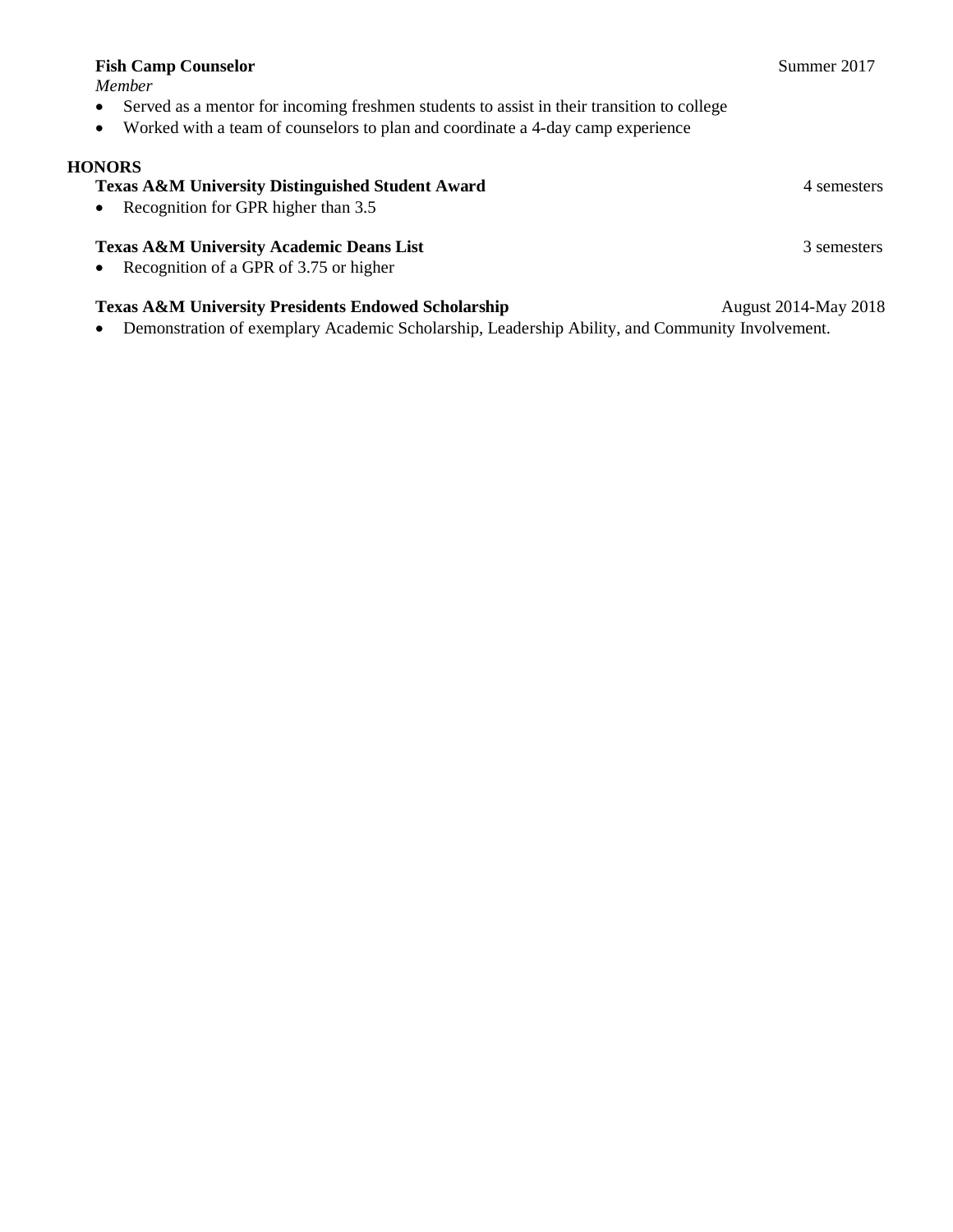**Fish Camp Counselor** Summer 2017

*Member*

- Served as a mentor for incoming freshmen students to assist in their transition to college
- Worked with a team of counselors to plan and coordinate a 4-day camp experience

## HONORS

**Texas A&M University Distinguished Student Award** 4 semesters

- Recognition for GPR higher than 3.5

**Texas A&M University Academic Deans List** 3 semesters

- Recognition of a GPR of 3.75 or higher

**Texas A&M University Presidents Endowed Scholarship** August 2014-May 2018

- Demonstration of exemplary Academic Scholarship, Leadership Ability, and Community Involvement.